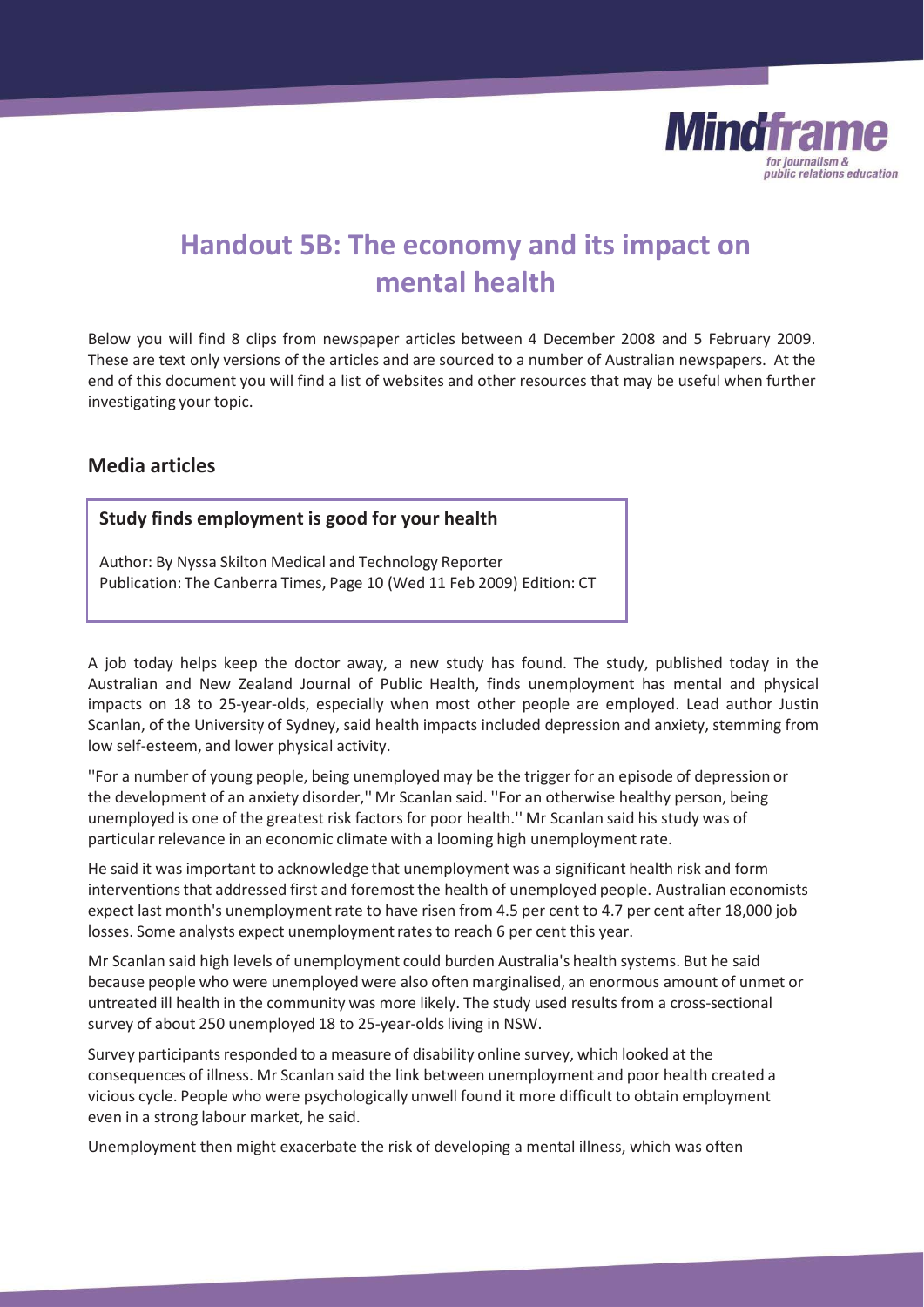# Handout 5B: The economy and its impact on mental health

Below you will find 8 clips from newspaper articles between 4 December 2008 and 5 February 2009. These are text only versions of the articles and are sourced to a number of Australian newspapers. At the end of this document you will find a list of websites and other resources that may be useful when further investigating your topic.

## Media articles

### Study finds employment is good for your health

Author: By Nyssa Skilton Medical and Technology Reporter
Publication: The Canberra Times, Page 10 (Wed 11 Feb 2009) Edition: CT

A job today helps keep the doctor away, a new study has found. The study, published today in the Australian and New Zealand Journal of Public Health, finds unemployment has mental and physical impacts on 18 to 25-year-olds, especially when most other people are employed. Lead author Justin Scanlan, of the University of Sydney, said health impacts included depression and anxiety, stemming from low self-esteem, and lower physical activity.

''For a number of young people, being unemployed may be the trigger for an episode of depression or the development of an anxiety disorder,'' Mr Scanlan said. ''For an otherwise healthy person, being unemployed is one of the greatest risk factors for poor health.'' Mr Scanlan said his study was of particular relevance in an economic climate with a looming high unemployment rate.

He said it was important to acknowledge that unemployment was a significant health risk and form interventions that addressed first and foremost the health of unemployed people. Australian economists expect last month's unemployment rate to have risen from 4.5 per cent to 4.7 per cent after 18,000 job losses. Some analysts expect unemployment rates to reach 6 per cent this year.

Mr Scanlan said high levels of unemployment could burden Australia's health systems. But he said because people who were unemployed were also often marginalised, an enormous amount of unmet or untreated ill health in the community was more likely. The study used results from a cross-sectional survey of about 250 unemployed 18 to 25-year-olds living in NSW.

Survey participants responded to a measure of disability online survey, which looked at the consequences of illness. Mr Scanlan said the link between unemployment and poor health created a vicious cycle. People who were psychologically unwell found it more difficult to obtain employment even in a strong labour market, he said.

Unemployment then might exacerbate the risk of developing a mental illness, which was often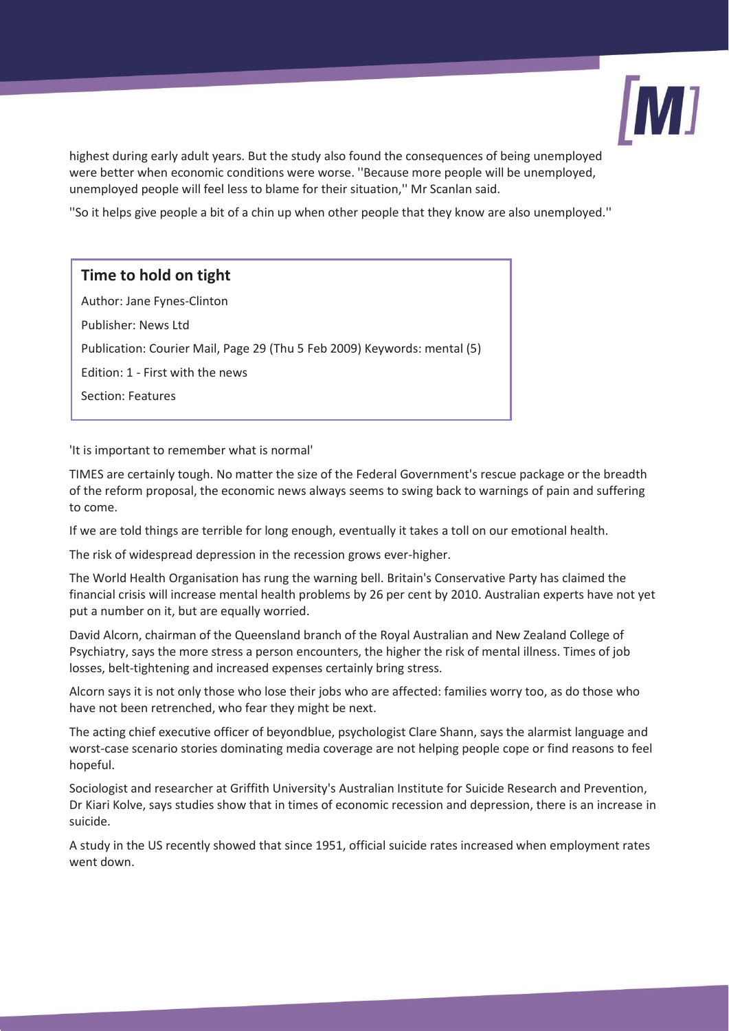highest during early adult years. But the study also found the consequences of being unemployed were better when economic conditions were worse. ''Because more people will be unemployed, unemployed people will feel less to blame for their situation,'' Mr Scanlan said.

''So it helps give people a bit of a chin up when other people that they know are also unemployed.''

## Time to hold on tight

Author: Jane Fynes-Clinton

Publisher: News Ltd

Publication: Courier Mail, Page 29 (Thu 5 Feb 2009) Keywords: mental (5)

Edition: 1 - First with the news

Section: Features

'It is important to remember what is normal'

TIMES are certainly tough. No matter the size of the Federal Government's rescue package or the breadth of the reform proposal, the economic news always seems to swing back to warnings of pain and suffering to come.

If we are told things are terrible for long enough, eventually it takes a toll on our emotional health.

The risk of widespread depression in the recession grows ever-higher.

The World Health Organisation has rung the warning bell. Britain's Conservative Party has claimed the financial crisis will increase mental health problems by 26 per cent by 2010. Australian experts have not yet put a number on it, but are equally worried.

David Alcorn, chairman of the Queensland branch of the Royal Australian and New Zealand College of Psychiatry, says the more stress a person encounters, the higher the risk of mental illness. Times of job losses, belt-tightening and increased expenses certainly bring stress.

Alcorn says it is not only those who lose their jobs who are affected: families worry too, as do those who have not been retrenched, who fear they might be next.

The acting chief executive officer of beyondblue, psychologist Clare Shann, says the alarmist language and worst-case scenario stories dominating media coverage are not helping people cope or find reasons to feel hopeful.

Sociologist and researcher at Griffith University's Australian Institute for Suicide Research and Prevention, Dr Kiari Kolve, says studies show that in times of economic recession and depression, there is an increase in suicide.

A study in the US recently showed that since 1951, official suicide rates increased when employment rates went down.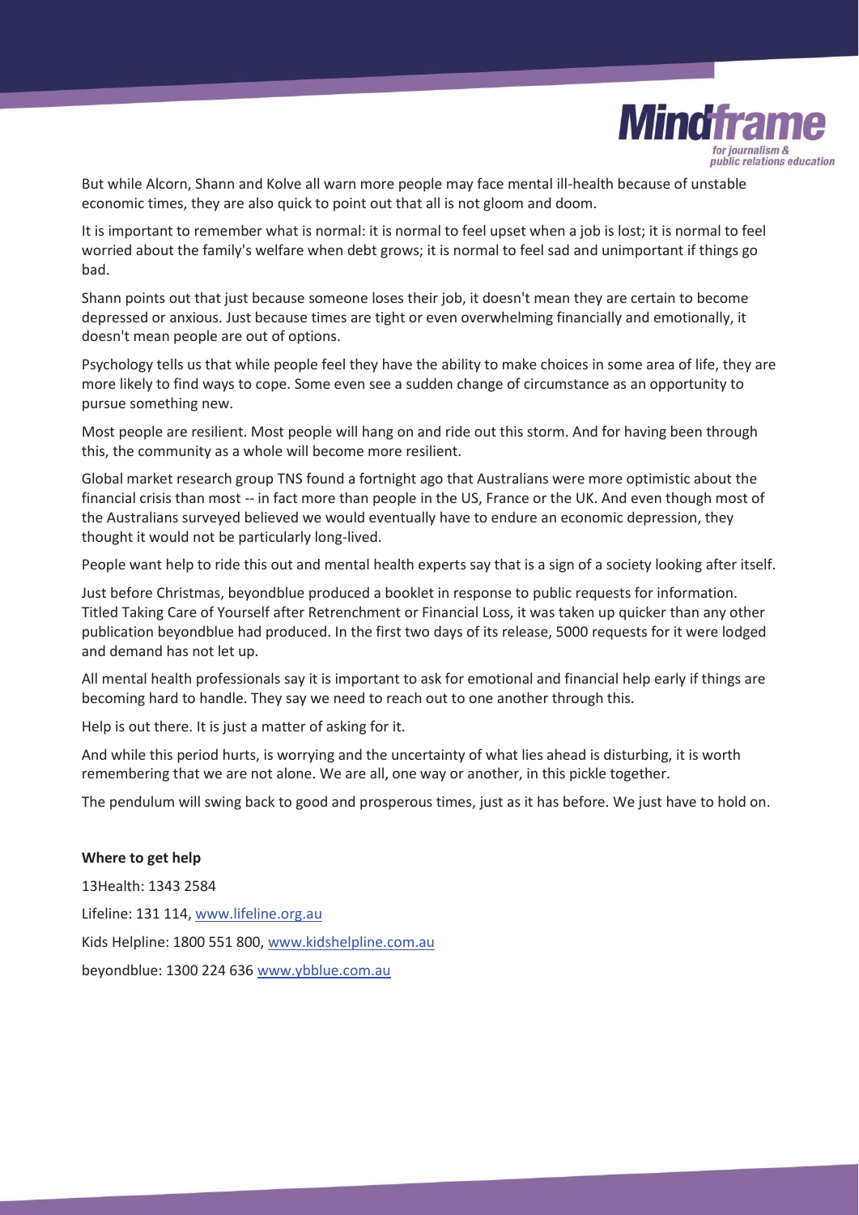But while Alcorn, Shann and Kolve all warn more people may face mental ill-health because of unstable economic times, they are also quick to point out that all is not gloom and doom.

It is important to remember what is normal: it is normal to feel upset when a job is lost; it is normal to feel worried about the family's welfare when debt grows; it is normal to feel sad and unimportant if things go bad.

Shann points out that just because someone loses their job, it doesn't mean they are certain to become depressed or anxious. Just because times are tight or even overwhelming financially and emotionally, it doesn't mean people are out of options.

Psychology tells us that while people feel they have the ability to make choices in some area of life, they are more likely to find ways to cope. Some even see a sudden change of circumstance as an opportunity to pursue something new.

Most people are resilient. Most people will hang on and ride out this storm. And for having been through this, the community as a whole will become more resilient.

Global market research group TNS found a fortnight ago that Australians were more optimistic about the financial crisis than most -- in fact more than people in the US, France or the UK. And even though most of the Australians surveyed believed we would eventually have to endure an economic depression, they thought it would not be particularly long-lived.

People want help to ride this out and mental health experts say that is a sign of a society looking after itself.

Just before Christmas, beyondblue produced a booklet in response to public requests for information. Titled Taking Care of Yourself after Retrenchment or Financial Loss, it was taken up quicker than any other publication beyondblue had produced. In the first two days of its release, 5000 requests for it were lodged and demand has not let up.

All mental health professionals say it is important to ask for emotional and financial help early if things are becoming hard to handle. They say we need to reach out to one another through this.

Help is out there. It is just a matter of asking for it.

And while this period hurts, is worrying and the uncertainty of what lies ahead is disturbing, it is worth remembering that we are not alone. We are all, one way or another, in this pickle together.

The pendulum will swing back to good and prosperous times, just as it has before. We just have to hold on.

**Where to get help**

13Health: 1343 2584

Lifeline: 131 114, www.lifeline.org.au

Kids Helpline: 1800 551 800, www.kidshelpline.com.au

beyondblue: 1300 224 636 www.ybblue.com.au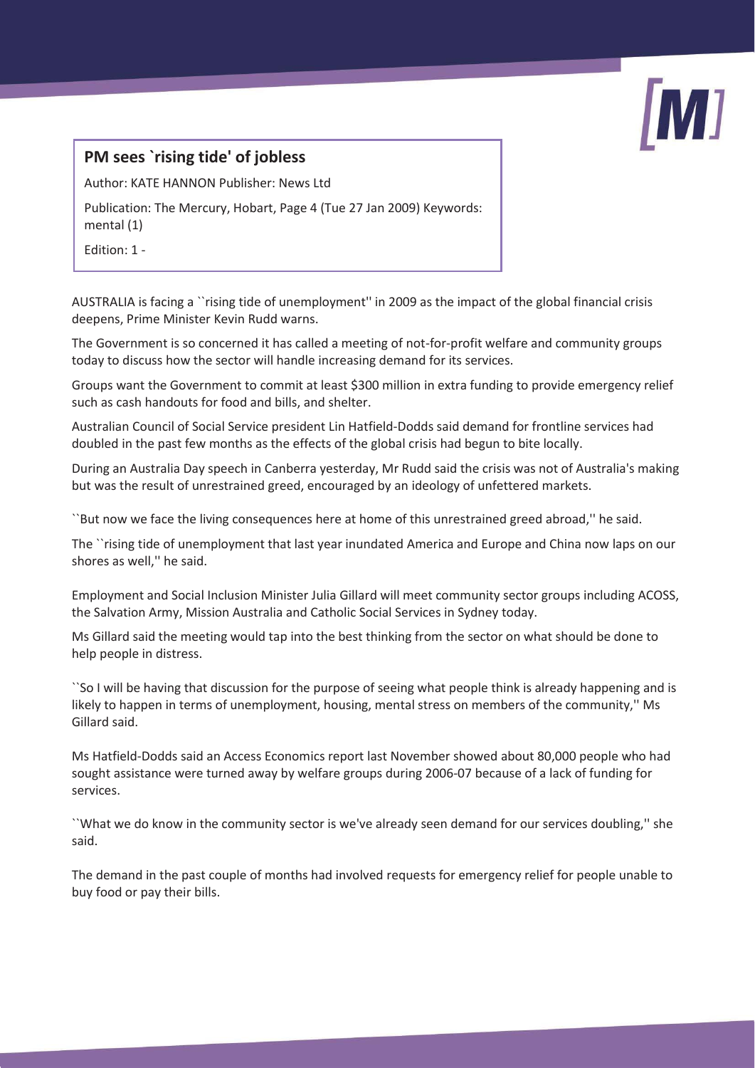## PM sees `rising tide' of jobless

Author: KATE HANNON Publisher: News Ltd

Publication: The Mercury, Hobart, Page 4 (Tue 27 Jan 2009) Keywords: mental (1)

Edition: 1 -

AUSTRALIA is facing a ``rising tide of unemployment'' in 2009 as the impact of the global financial crisis deepens, Prime Minister Kevin Rudd warns.

The Government is so concerned it has called a meeting of not-for-profit welfare and community groups today to discuss how the sector will handle increasing demand for its services.

Groups want the Government to commit at least $300 million in extra funding to provide emergency relief such as cash handouts for food and bills, and shelter.

Australian Council of Social Service president Lin Hatfield-Dodds said demand for frontline services had doubled in the past few months as the effects of the global crisis had begun to bite locally.

During an Australia Day speech in Canberra yesterday, Mr Rudd said the crisis was not of Australia's making but was the result of unrestrained greed, encouraged by an ideology of unfettered markets.

``But now we face the living consequences here at home of this unrestrained greed abroad,'' he said.

The ``rising tide of unemployment that last year inundated America and Europe and China now laps on our shores as well,'' he said.

Employment and Social Inclusion Minister Julia Gillard will meet community sector groups including ACOSS, the Salvation Army, Mission Australia and Catholic Social Services in Sydney today.

Ms Gillard said the meeting would tap into the best thinking from the sector on what should be done to help people in distress.

``So I will be having that discussion for the purpose of seeing what people think is already happening and is likely to happen in terms of unemployment, housing, mental stress on members of the community,'' Ms Gillard said.

Ms Hatfield-Dodds said an Access Economics report last November showed about 80,000 people who had sought assistance were turned away by welfare groups during 2006-07 because of a lack of funding for services.

``What we do know in the community sector is we've already seen demand for our services doubling,'' she said.

The demand in the past couple of months had involved requests for emergency relief for people unable to buy food or pay their bills.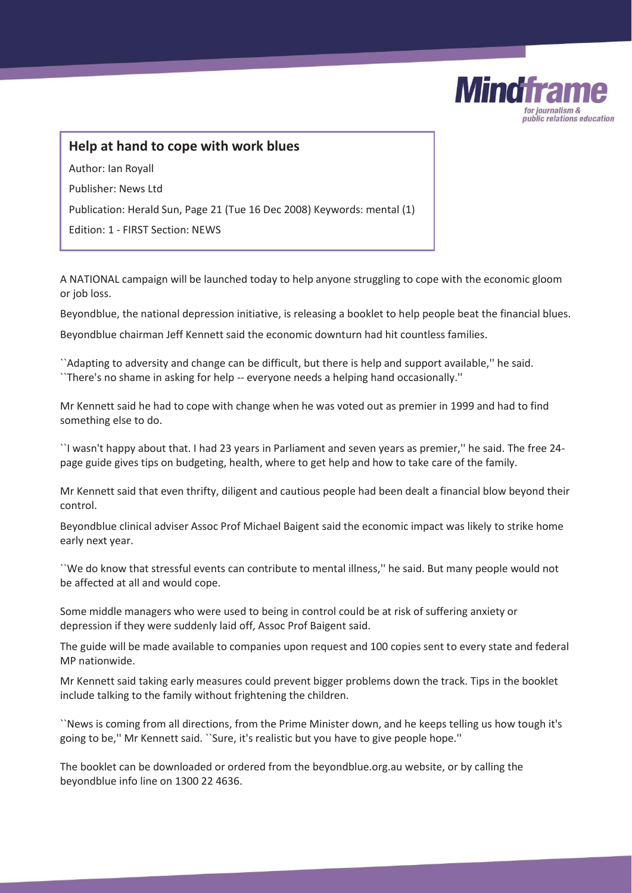## Help at hand to cope with work blues

Author: Ian Royall

Publisher: News Ltd

Publication: Herald Sun, Page 21 (Tue 16 Dec 2008) Keywords: mental (1)

Edition: 1 - FIRST Section: NEWS

A NATIONAL campaign will be launched today to help anyone struggling to cope with the economic gloom or job loss.

Beyondblue, the national depression initiative, is releasing a booklet to help people beat the financial blues.

Beyondblue chairman Jeff Kennett said the economic downturn had hit countless families.

``Adapting to adversity and change can be difficult, but there is help and support available,'' he said. ``There's no shame in asking for help -- everyone needs a helping hand occasionally.''

Mr Kennett said he had to cope with change when he was voted out as premier in 1999 and had to find something else to do.

``I wasn't happy about that. I had 23 years in Parliament and seven years as premier,'' he said. The free 24-page guide gives tips on budgeting, health, where to get help and how to take care of the family.

Mr Kennett said that even thrifty, diligent and cautious people had been dealt a financial blow beyond their control.

Beyondblue clinical adviser Assoc Prof Michael Baigent said the economic impact was likely to strike home early next year.

``We do know that stressful events can contribute to mental illness,'' he said. But many people would not be affected at all and would cope.

Some middle managers who were used to being in control could be at risk of suffering anxiety or depression if they were suddenly laid off, Assoc Prof Baigent said.

The guide will be made available to companies upon request and 100 copies sent to every state and federal MP nationwide.

Mr Kennett said taking early measures could prevent bigger problems down the track. Tips in the booklet include talking to the family without frightening the children.

``News is coming from all directions, from the Prime Minister down, and he keeps telling us how tough it's going to be,'' Mr Kennett said. ``Sure, it's realistic but you have to give people hope.''

The booklet can be downloaded or ordered from the beyondblue.org.au website, or by calling the beyondblue info line on 1300 22 4636.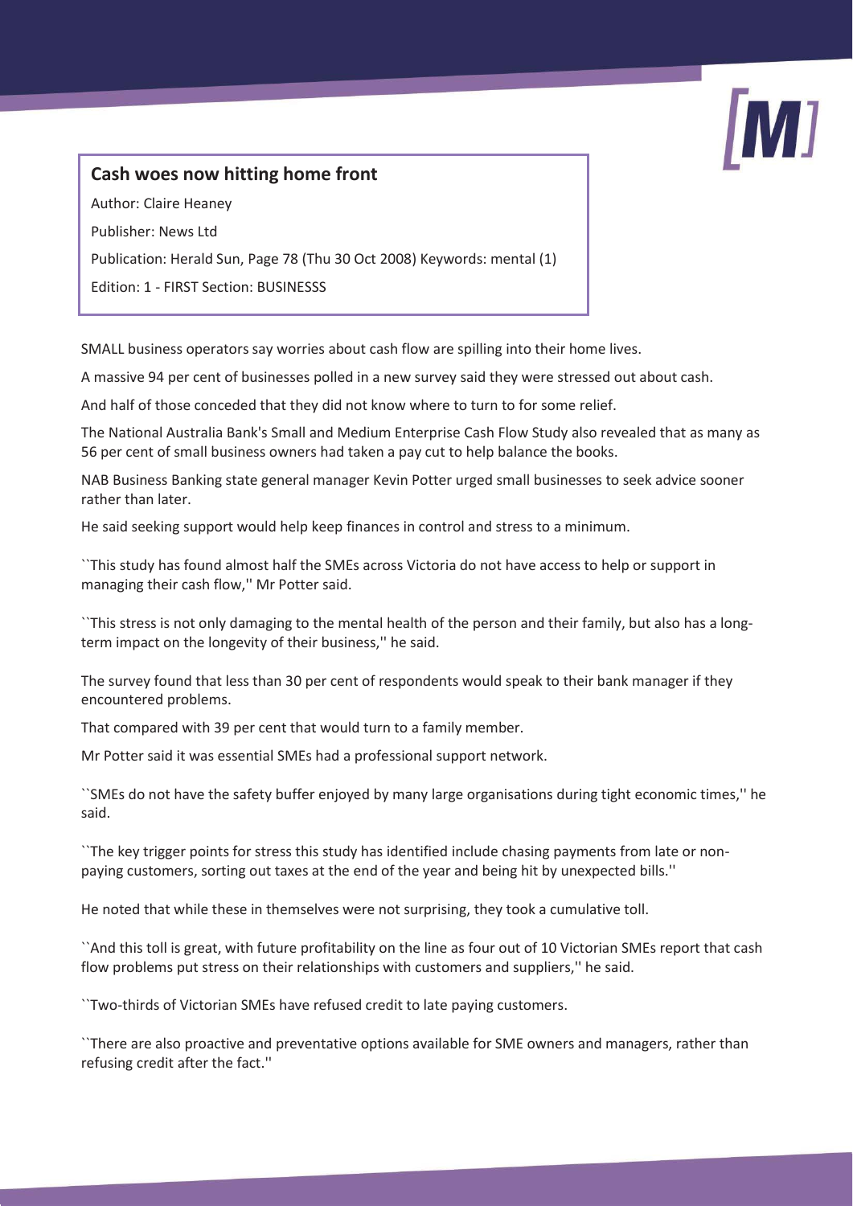## Cash woes now hitting home front

Author: Claire Heaney

Publisher: News Ltd

Publication: Herald Sun, Page 78 (Thu 30 Oct 2008) Keywords: mental (1)

Edition: 1 - FIRST Section: BUSINESSS

SMALL business operators say worries about cash flow are spilling into their home lives.

A massive 94 per cent of businesses polled in a new survey said they were stressed out about cash.

And half of those conceded that they did not know where to turn to for some relief.

The National Australia Bank's Small and Medium Enterprise Cash Flow Study also revealed that as many as 56 per cent of small business owners had taken a pay cut to help balance the books.

NAB Business Banking state general manager Kevin Potter urged small businesses to seek advice sooner rather than later.

He said seeking support would help keep finances in control and stress to a minimum.

``This study has found almost half the SMEs across Victoria do not have access to help or support in managing their cash flow,'' Mr Potter said.

``This stress is not only damaging to the mental health of the person and their family, but also has a long-term impact on the longevity of their business,'' he said.

The survey found that less than 30 per cent of respondents would speak to their bank manager if they encountered problems.

That compared with 39 per cent that would turn to a family member.

Mr Potter said it was essential SMEs had a professional support network.

``SMEs do not have the safety buffer enjoyed by many large organisations during tight economic times,'' he said.

``The key trigger points for stress this study has identified include chasing payments from late or non-paying customers, sorting out taxes at the end of the year and being hit by unexpected bills.''

He noted that while these in themselves were not surprising, they took a cumulative toll.

``And this toll is great, with future profitability on the line as four out of 10 Victorian SMEs report that cash flow problems put stress on their relationships with customers and suppliers,'' he said.

``Two-thirds of Victorian SMEs have refused credit to late paying customers.

``There are also proactive and preventative options available for SME owners and managers, rather than refusing credit after the fact.''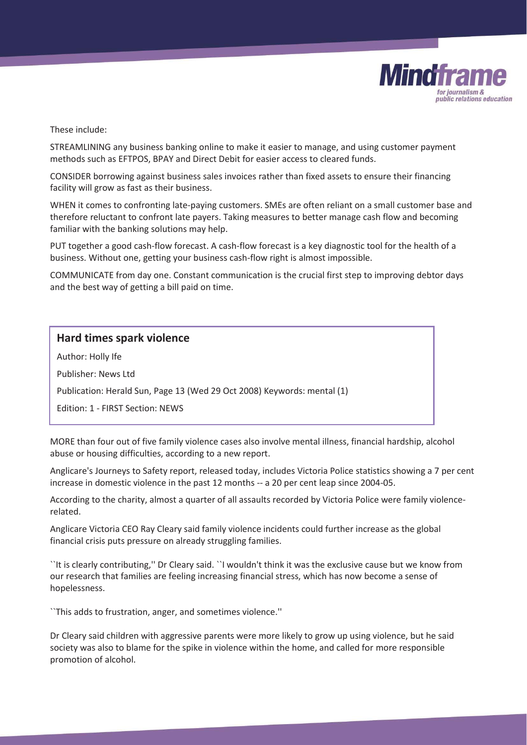These include:

STREAMLINING any business banking online to make it easier to manage, and using customer payment methods such as EFTPOS, BPAY and Direct Debit for easier access to cleared funds.

CONSIDER borrowing against business sales invoices rather than fixed assets to ensure their financing facility will grow as fast as their business.

WHEN it comes to confronting late-paying customers. SMEs are often reliant on a small customer base and therefore reluctant to confront late payers. Taking measures to better manage cash flow and becoming familiar with the banking solutions may help.

PUT together a good cash-flow forecast. A cash-flow forecast is a key diagnostic tool for the health of a business. Without one, getting your business cash-flow right is almost impossible.

COMMUNICATE from day one. Constant communication is the crucial first step to improving debtor days and the best way of getting a bill paid on time.

## Hard times spark violence

Author: Holly Ife

Publisher: News Ltd

Publication: Herald Sun, Page 13 (Wed 29 Oct 2008) Keywords: mental (1)

Edition: 1 - FIRST Section: NEWS

MORE than four out of five family violence cases also involve mental illness, financial hardship, alcohol abuse or housing difficulties, according to a new report.

Anglicare's Journeys to Safety report, released today, includes Victoria Police statistics showing a 7 per cent increase in domestic violence in the past 12 months -- a 20 per cent leap since 2004-05.

According to the charity, almost a quarter of all assaults recorded by Victoria Police were family violence-related.

Anglicare Victoria CEO Ray Cleary said family violence incidents could further increase as the global financial crisis puts pressure on already struggling families.

``It is clearly contributing,'' Dr Cleary said. ``I wouldn't think it was the exclusive cause but we know from our research that families are feeling increasing financial stress, which has now become a sense of hopelessness.

``This adds to frustration, anger, and sometimes violence.''

Dr Cleary said children with aggressive parents were more likely to grow up using violence, but he said society was also to blame for the spike in violence within the home, and called for more responsible promotion of alcohol.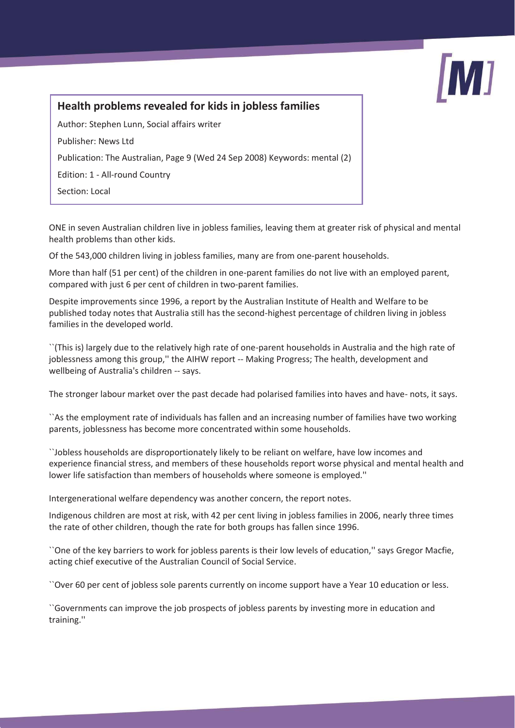## Health problems revealed for kids in jobless families

Author: Stephen Lunn, Social affairs writer

Publisher: News Ltd

Publication: The Australian, Page 9 (Wed 24 Sep 2008) Keywords: mental (2)

Edition: 1 - All-round Country

Section: Local

ONE in seven Australian children live in jobless families, leaving them at greater risk of physical and mental health problems than other kids.

Of the 543,000 children living in jobless families, many are from one-parent households.

More than half (51 per cent) of the children in one-parent families do not live with an employed parent, compared with just 6 per cent of children in two-parent families.

Despite improvements since 1996, a report by the Australian Institute of Health and Welfare to be published today notes that Australia still has the second-highest percentage of children living in jobless families in the developed world.

``(This is) largely due to the relatively high rate of one-parent households in Australia and the high rate of joblessness among this group,'' the AIHW report -- Making Progress; The health, development and wellbeing of Australia's children -- says.

The stronger labour market over the past decade had polarised families into haves and have- nots, it says.

``As the employment rate of individuals has fallen and an increasing number of families have two working parents, joblessness has become more concentrated within some households.

``Jobless households are disproportionately likely to be reliant on welfare, have low incomes and experience financial stress, and members of these households report worse physical and mental health and lower life satisfaction than members of households where someone is employed.''

Intergenerational welfare dependency was another concern, the report notes.

Indigenous children are most at risk, with 42 per cent living in jobless families in 2006, nearly three times the rate of other children, though the rate for both groups has fallen since 1996.

``One of the key barriers to work for jobless parents is their low levels of education,'' says Gregor Macfie, acting chief executive of the Australian Council of Social Service.

``Over 60 per cent of jobless sole parents currently on income support have a Year 10 education or less.

``Governments can improve the job prospects of jobless parents by investing more in education and training.''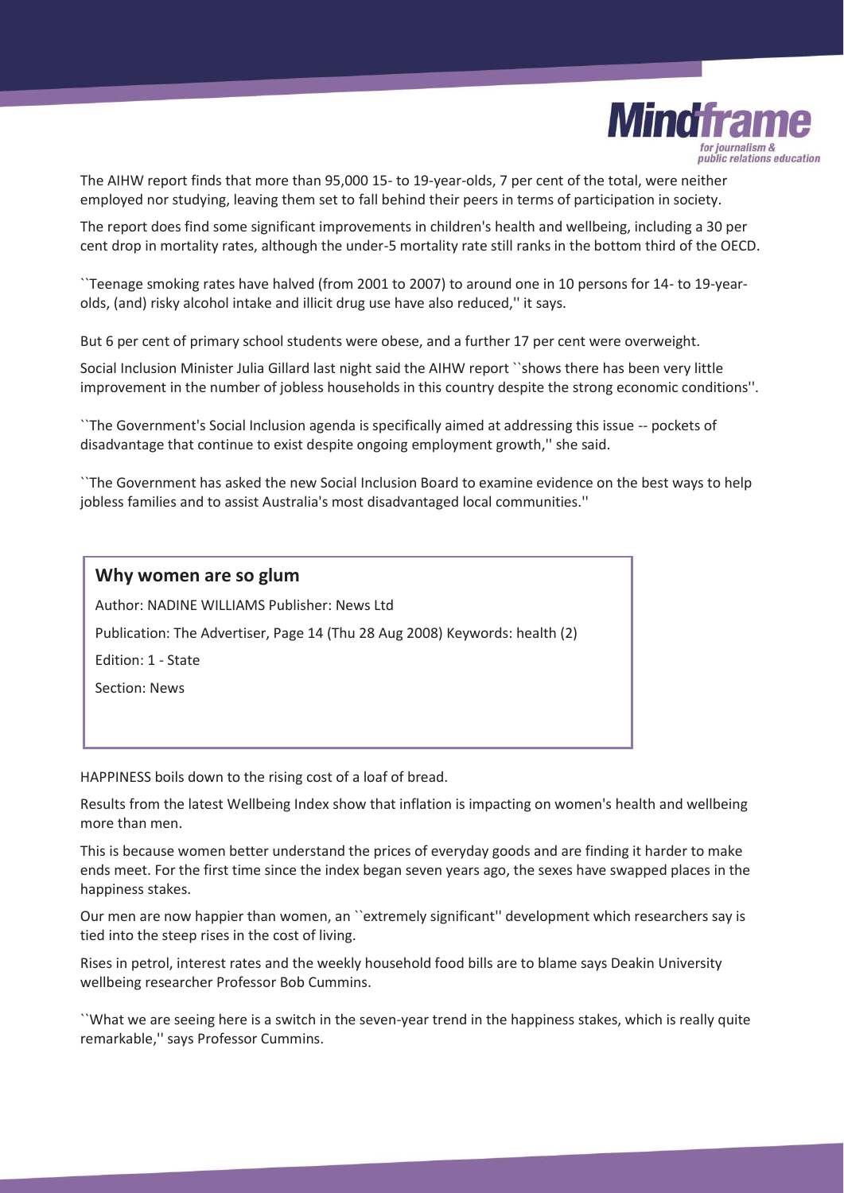The AIHW report finds that more than 95,000 15- to 19-year-olds, 7 per cent of the total, were neither employed nor studying, leaving them set to fall behind their peers in terms of participation in society.

The report does find some significant improvements in children's health and wellbeing, including a 30 per cent drop in mortality rates, although the under-5 mortality rate still ranks in the bottom third of the OECD.

``Teenage smoking rates have halved (from 2001 to 2007) to around one in 10 persons for 14- to 19-year-olds, (and) risky alcohol intake and illicit drug use have also reduced,'' it says.

But 6 per cent of primary school students were obese, and a further 17 per cent were overweight.

Social Inclusion Minister Julia Gillard last night said the AIHW report ``shows there has been very little improvement in the number of jobless households in this country despite the strong economic conditions''.

``The Government's Social Inclusion agenda is specifically aimed at addressing this issue -- pockets of disadvantage that continue to exist despite ongoing employment growth,'' she said.

``The Government has asked the new Social Inclusion Board to examine evidence on the best ways to help jobless families and to assist Australia's most disadvantaged local communities.''

## Why women are so glum

Author: NADINE WILLIAMS Publisher: News Ltd

Publication: The Advertiser, Page 14 (Thu 28 Aug 2008) Keywords: health (2)

Edition: 1 - State

Section: News

HAPPINESS boils down to the rising cost of a loaf of bread.

Results from the latest Wellbeing Index show that inflation is impacting on women's health and wellbeing more than men.

This is because women better understand the prices of everyday goods and are finding it harder to make ends meet. For the first time since the index began seven years ago, the sexes have swapped places in the happiness stakes.

Our men are now happier than women, an ``extremely significant'' development which researchers say is tied into the steep rises in the cost of living.

Rises in petrol, interest rates and the weekly household food bills are to blame says Deakin University wellbeing researcher Professor Bob Cummins.

``What we are seeing here is a switch in the seven-year trend in the happiness stakes, which is really quite remarkable,'' says Professor Cummins.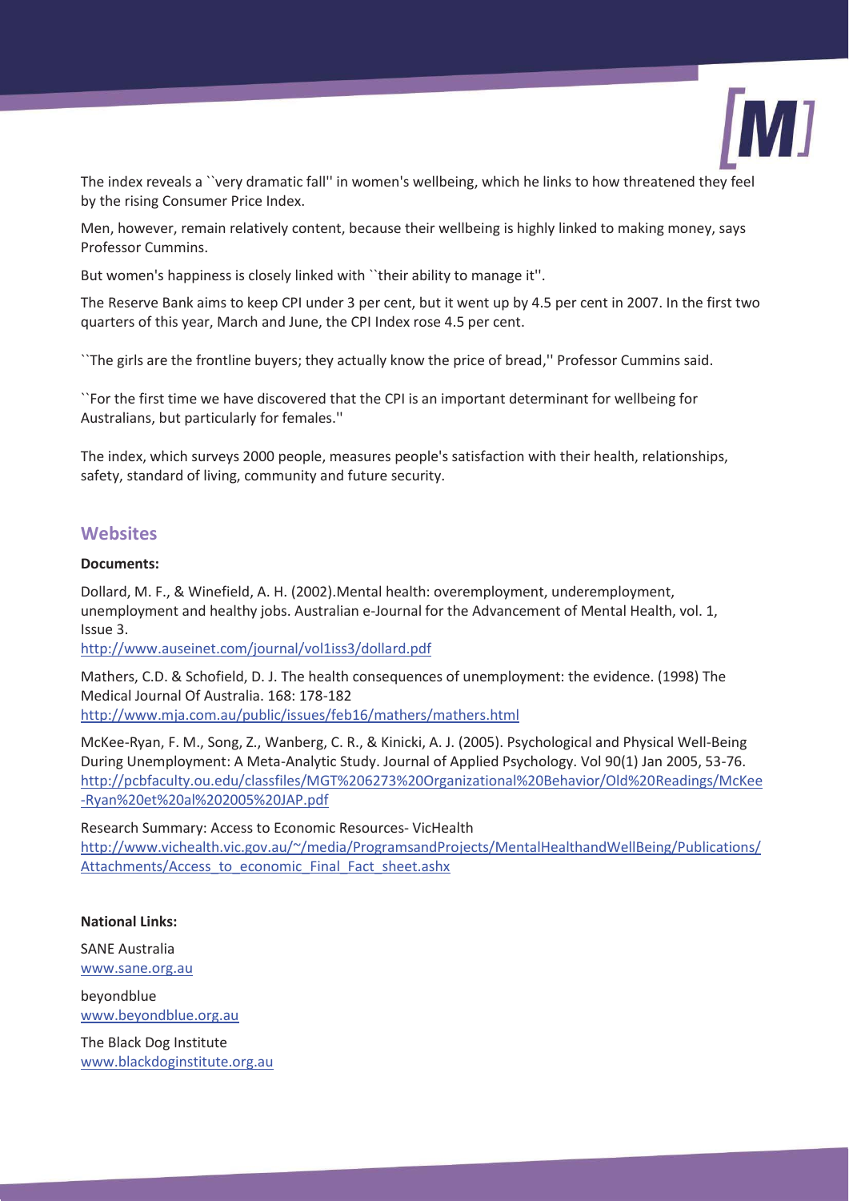The index reveals a ``very dramatic fall'' in women's wellbeing, which he links to how threatened they feel by the rising Consumer Price Index.

Men, however, remain relatively content, because their wellbeing is highly linked to making money, says Professor Cummins.

But women's happiness is closely linked with ``their ability to manage it''.

The Reserve Bank aims to keep CPI under 3 per cent, but it went up by 4.5 per cent in 2007. In the first two quarters of this year, March and June, the CPI Index rose 4.5 per cent.

``The girls are the frontline buyers; they actually know the price of bread,'' Professor Cummins said.

``For the first time we have discovered that the CPI is an important determinant for wellbeing for Australians, but particularly for females.''

The index, which surveys 2000 people, measures people's satisfaction with their health, relationships, safety, standard of living, community and future security.

## Websites

**Documents:**

Dollard, M. F., & Winefield, A. H. (2002).Mental health: overemployment, underemployment, unemployment and healthy jobs. Australian e-Journal for the Advancement of Mental Health, vol. 1, Issue 3.
http://www.auseinet.com/journal/vol1iss3/dollard.pdf

Mathers, C.D. & Schofield, D. J. The health consequences of unemployment: the evidence. (1998) The Medical Journal Of Australia. 168: 178-182
http://www.mja.com.au/public/issues/feb16/mathers/mathers.html

McKee-Ryan, F. M., Song, Z., Wanberg, C. R., & Kinicki, A. J. (2005). Psychological and Physical Well-Being During Unemployment: A Meta-Analytic Study. Journal of Applied Psychology. Vol 90(1) Jan 2005, 53-76.
http://pcbfaculty.ou.edu/classfiles/MGT%206273%20Organizational%20Behavior/Old%20Readings/McKee-Ryan%20et%20al%202005%20JAP.pdf

Research Summary: Access to Economic Resources- VicHealth
http://www.vichealth.vic.gov.au/~/media/ProgramsandProjects/MentalHealthandWellBeing/Publications/Attachments/Access_to_economic_Final_Fact_sheet.ashx

**National Links:**

SANE Australia
www.sane.org.au

beyondblue
www.beyondblue.org.au

The Black Dog Institute
www.blackdoginstitute.org.au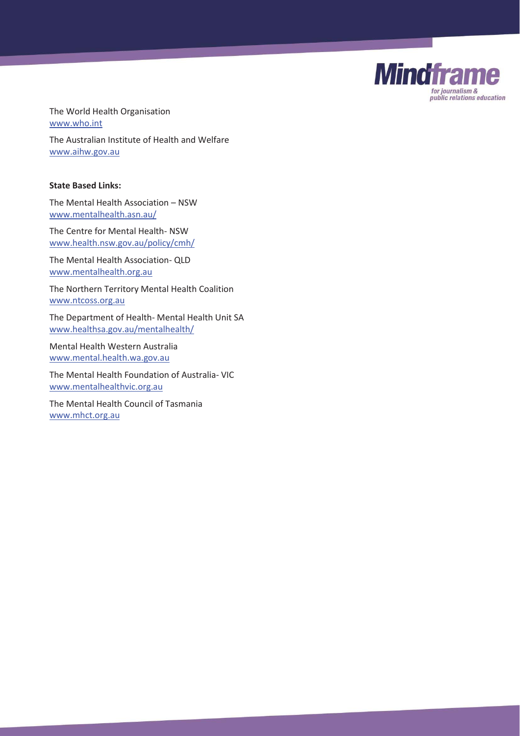The World Health Organisation
www.who.int

The Australian Institute of Health and Welfare
www.aihw.gov.au

**State Based Links:**

The Mental Health Association – NSW
www.mentalhealth.asn.au/

The Centre for Mental Health- NSW
www.health.nsw.gov.au/policy/cmh/

The Mental Health Association- QLD
www.mentalhealth.org.au

The Northern Territory Mental Health Coalition
www.ntcoss.org.au

The Department of Health- Mental Health Unit SA
www.healthsa.gov.au/mentalhealth/

Mental Health Western Australia
www.mental.health.wa.gov.au

The Mental Health Foundation of Australia- VIC
www.mentalhealthvic.org.au

The Mental Health Council of Tasmania
www.mhct.org.au